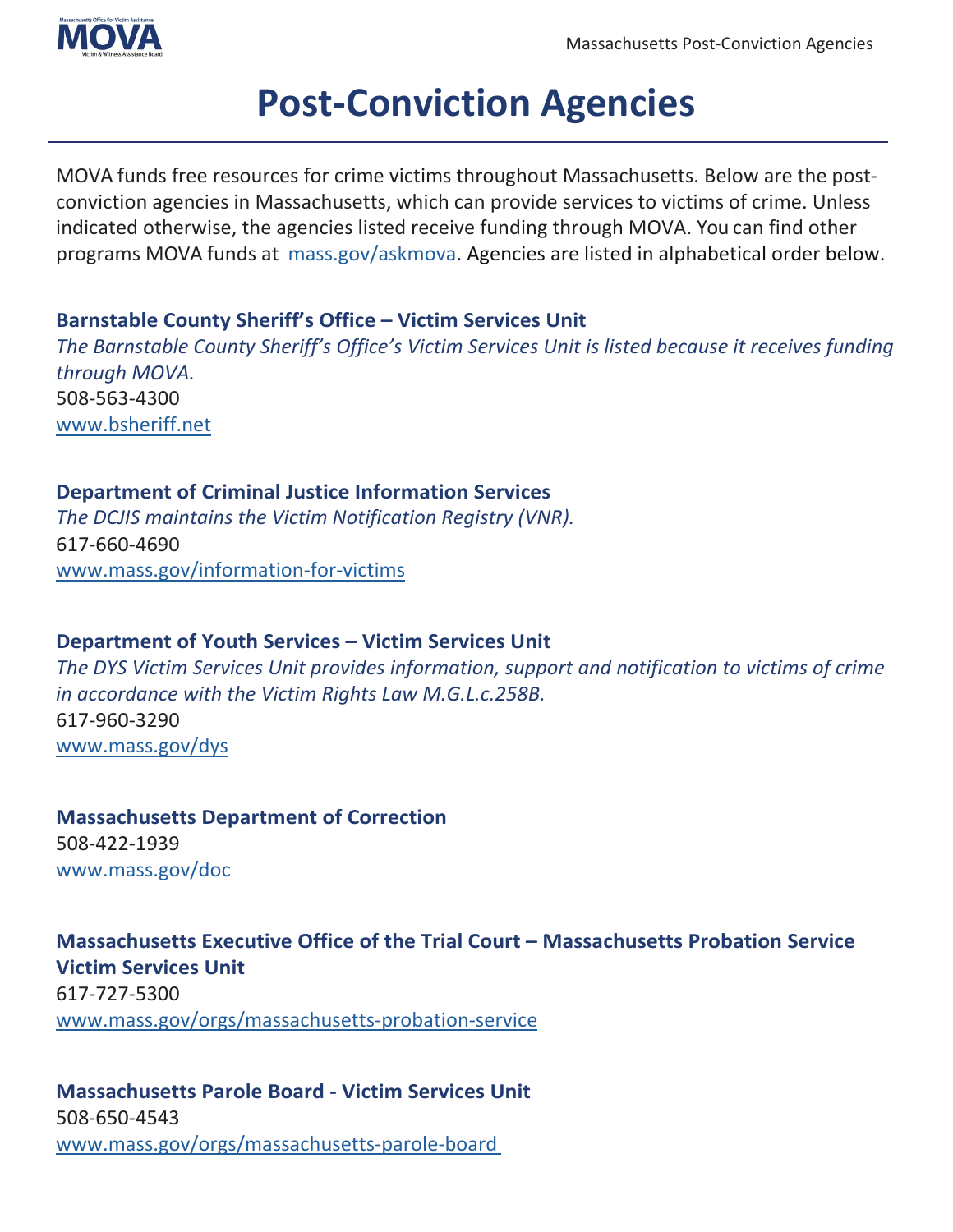# Post-Conviction Agencies

MOVA funds free resources for crime victims throughout Massachusetts. Below are the post-conviction agencies in Massachusetts, which can provide services to victims of crime. Unless indicated otherwise, the agencies listed receive funding through MOVA. You can find other programs MOVA funds at mass.gov/askmova. Agencies are listed in alphabetical order below.

**Barnstable County Sheriff's Office – Victim Services Unit**

*The Barnstable County Sheriff's Office's Victim Services Unit is listed because it receives funding through MOVA.*

508-563-4300

www.bsheriff.net

**Department of Criminal Justice Information Services**

*The DCJIS maintains the Victim Notification Registry (VNR).*

617-660-4690

www.mass.gov/information-for-victims

**Department of Youth Services – Victim Services Unit**

*The DYS Victim Services Unit provides information, support and notification to victims of crime in accordance with the Victim Rights Law M.G.L.c.258B.*

617-960-3290

www.mass.gov/dys

**Massachusetts Department of Correction**

508-422-1939

www.mass.gov/doc

**Massachusetts Executive Office of the Trial Court – Massachusetts Probation Service Victim Services Unit**

617-727-5300

www.mass.gov/orgs/massachusetts-probation-service

**Massachusetts Parole Board - Victim Services Unit**

508-650-4543

www.mass.gov/orgs/massachusetts-parole-board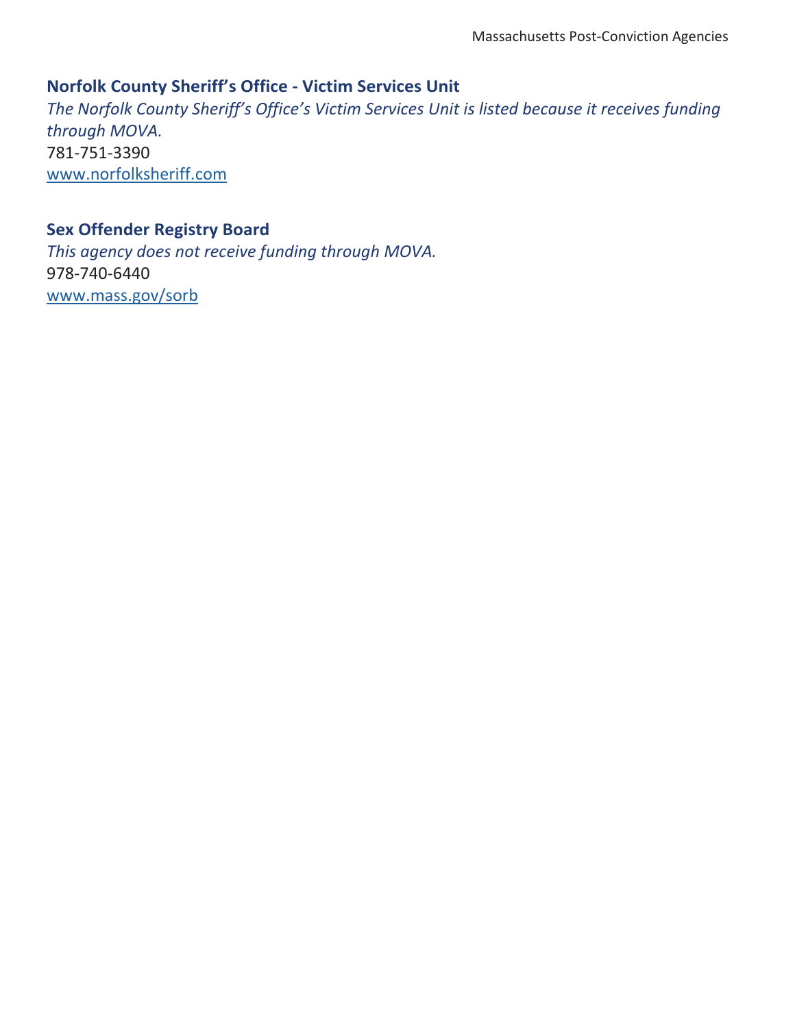### Norfolk County Sheriff's Office - Victim Services Unit

*The Norfolk County Sheriff's Office's Victim Services Unit is listed because it receives funding through MOVA.*

781-751-3390

www.norfolksheriff.com

### Sex Offender Registry Board

*This agency does not receive funding through MOVA.*

978-740-6440

www.mass.gov/sorb